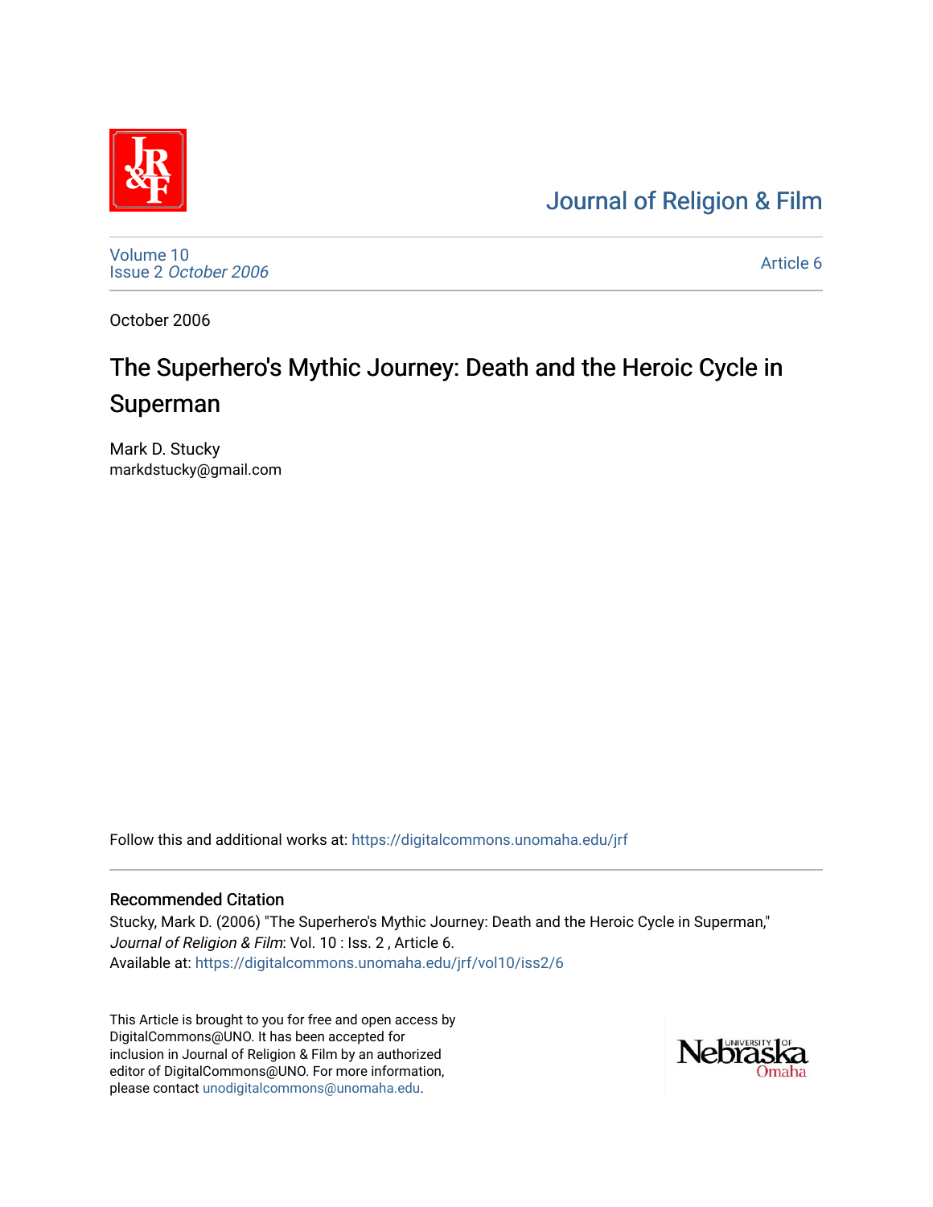Journal of Religion & Film

Volume 10
Issue 2 *October 2006*

Article 6

October 2006

# The Superhero's Mythic Journey: Death and the Heroic Cycle in Superman

Mark D. Stucky
markdstucky@gmail.com

Follow this and additional works at: https://digitalcommons.unomaha.edu/jrf

## Recommended Citation

Stucky, Mark D. (2006) "The Superhero's Mythic Journey: Death and the Heroic Cycle in Superman," *Journal of Religion & Film*: Vol. 10 : Iss. 2 , Article 6.
Available at: https://digitalcommons.unomaha.edu/jrf/vol10/iss2/6

This Article is brought to you for free and open access by DigitalCommons@UNO. It has been accepted for inclusion in Journal of Religion & Film by an authorized editor of DigitalCommons@UNO. For more information, please contact unodigitalcommons@unomaha.edu.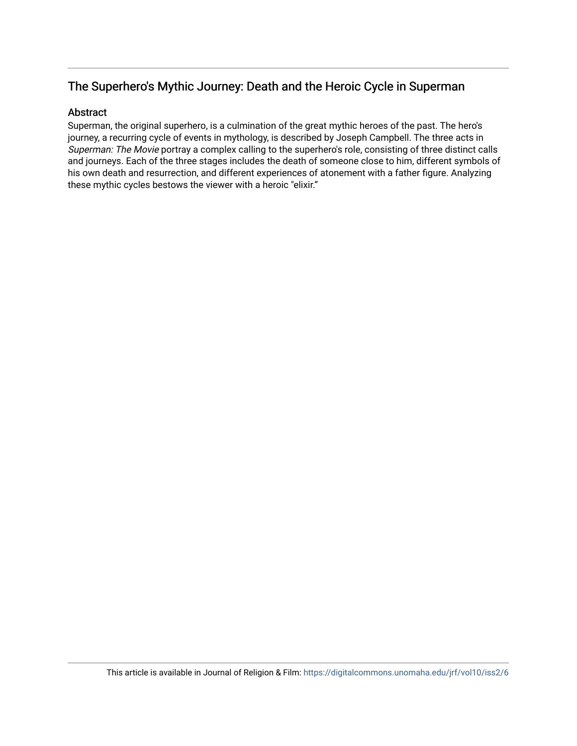## The Superhero's Mythic Journey: Death and the Heroic Cycle in Superman

### Abstract

Superman, the original superhero, is a culmination of the great mythic heroes of the past. The hero's journey, a recurring cycle of events in mythology, is described by Joseph Campbell. The three acts in *Superman: The Movie* portray a complex calling to the superhero's role, consisting of three distinct calls and journeys. Each of the three stages includes the death of someone close to him, different symbols of his own death and resurrection, and different experiences of atonement with a father figure. Analyzing these mythic cycles bestows the viewer with a heroic "elixir."

This article is available in Journal of Religion & Film: https://digitalcommons.unomaha.edu/jrf/vol10/iss2/6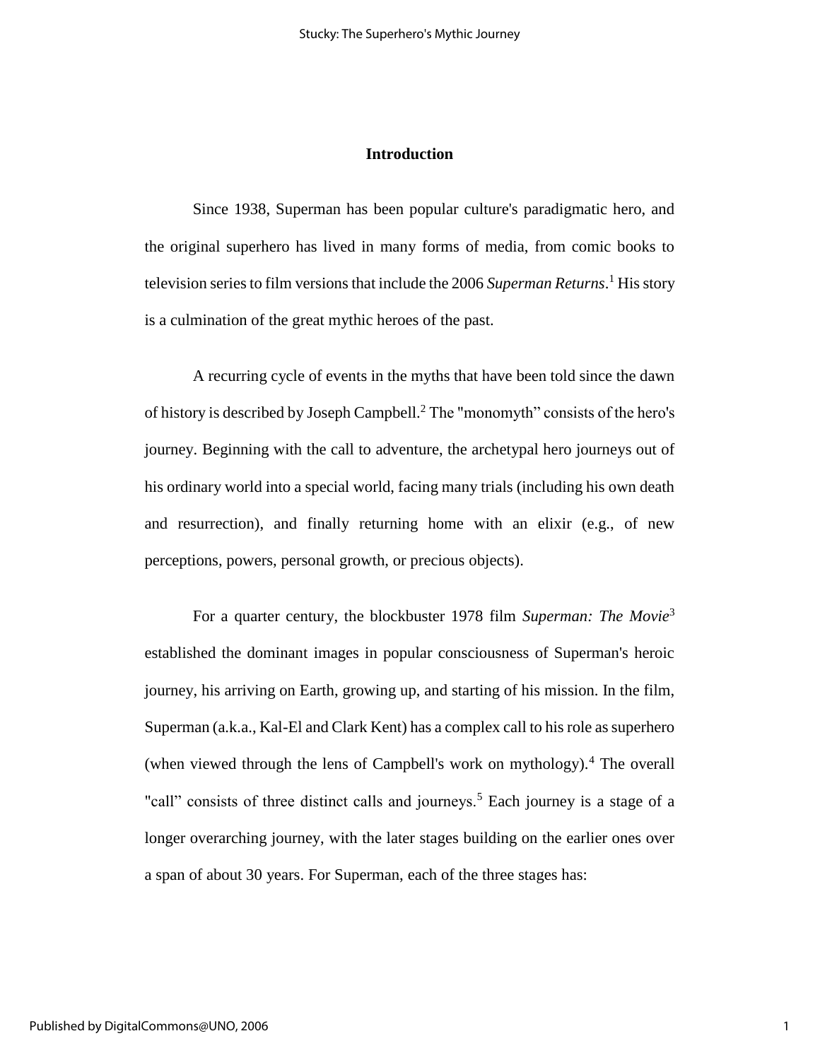## Introduction

Since 1938, Superman has been popular culture's paradigmatic hero, and the original superhero has lived in many forms of media, from comic books to television series to film versions that include the 2006 *Superman Returns*.[1] His story is a culmination of the great mythic heroes of the past.

A recurring cycle of events in the myths that have been told since the dawn of history is described by Joseph Campbell.[2] The "monomyth" consists of the hero's journey. Beginning with the call to adventure, the archetypal hero journeys out of his ordinary world into a special world, facing many trials (including his own death and resurrection), and finally returning home with an elixir (e.g., of new perceptions, powers, personal growth, or precious objects).

For a quarter century, the blockbuster 1978 film *Superman: The Movie*[3] established the dominant images in popular consciousness of Superman's heroic journey, his arriving on Earth, growing up, and starting of his mission. In the film, Superman (a.k.a., Kal-El and Clark Kent) has a complex call to his role as superhero (when viewed through the lens of Campbell's work on mythology).[4] The overall "call" consists of three distinct calls and journeys.[5] Each journey is a stage of a longer overarching journey, with the later stages building on the earlier ones over a span of about 30 years. For Superman, each of the three stages has: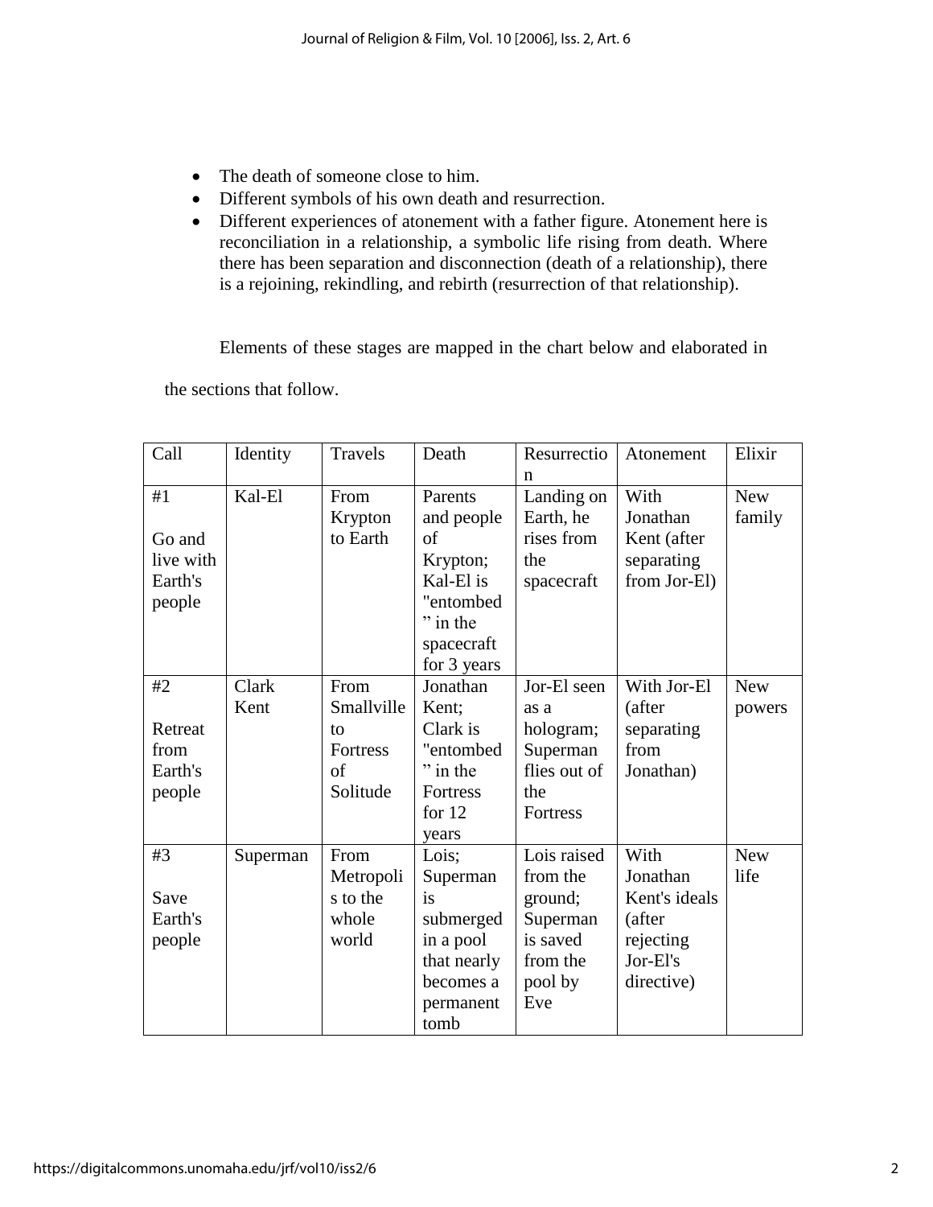- The death of someone close to him.
- Different symbols of his own death and resurrection.
- Different experiences of atonement with a father figure. Atonement here is reconciliation in a relationship, a symbolic life rising from death. Where there has been separation and disconnection (death of a relationship), there is a rejoining, rekindling, and rebirth (resurrection of that relationship).

Elements of these stages are mapped in the chart below and elaborated in the sections that follow.

| Call | Identity | Travels | Death | Resurrection | Atonement | Elixir |
|---|---|---|---|---|---|---|
| #1 Go and live with Earth's people | Kal-El | From Krypton to Earth | Parents and people of Krypton; Kal-El is "entombed" in the spacecraft for 3 years | Landing on Earth, he rises from the spacecraft | With Jonathan Kent (after separating from Jor-El) | New family |
| #2 Retreat from Earth's people | Clark Kent | From Smallville to Fortress of Solitude | Jonathan Kent; Clark is "entombed" in the Fortress for 12 years | Jor-El seen as a hologram; Superman flies out of the Fortress | With Jor-El (after separating from Jonathan) | New powers |
| #3 Save Earth's people | Superman | From Metropolis to the whole world | Lois; Superman is submerged in a pool that nearly becomes a permanent tomb | Lois raised from the ground; Superman is saved from the pool by Eve | With Jonathan Kent's ideals (after rejecting Jor-El's directive) | New life |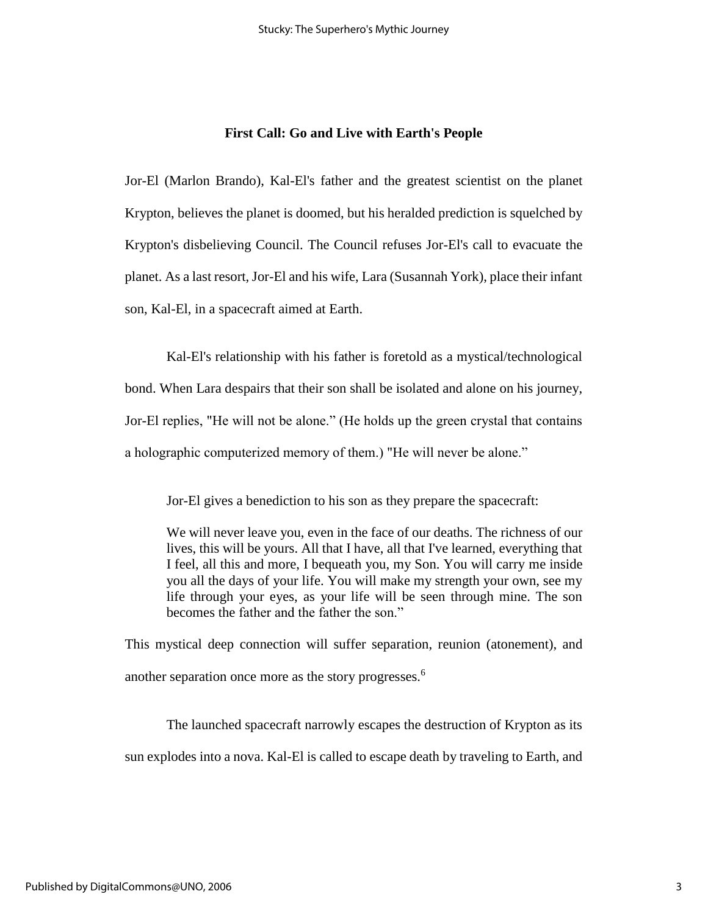### First Call: Go and Live with Earth's People

Jor-El (Marlon Brando), Kal-El's father and the greatest scientist on the planet Krypton, believes the planet is doomed, but his heralded prediction is squelched by Krypton's disbelieving Council. The Council refuses Jor-El's call to evacuate the planet. As a last resort, Jor-El and his wife, Lara (Susannah York), place their infant son, Kal-El, in a spacecraft aimed at Earth.

Kal-El's relationship with his father is foretold as a mystical/technological bond. When Lara despairs that their son shall be isolated and alone on his journey, Jor-El replies, "He will not be alone." (He holds up the green crystal that contains a holographic computerized memory of them.) "He will never be alone."

Jor-El gives a benediction to his son as they prepare the spacecraft:

> We will never leave you, even in the face of our deaths. The richness of our lives, this will be yours. All that I have, all that I've learned, everything that I feel, all this and more, I bequeath you, my Son. You will carry me inside you all the days of your life. You will make my strength your own, see my life through your eyes, as your life will be seen through mine. The son becomes the father and the father the son."

This mystical deep connection will suffer separation, reunion (atonement), and another separation once more as the story progresses.[6]

The launched spacecraft narrowly escapes the destruction of Krypton as its sun explodes into a nova. Kal-El is called to escape death by traveling to Earth, and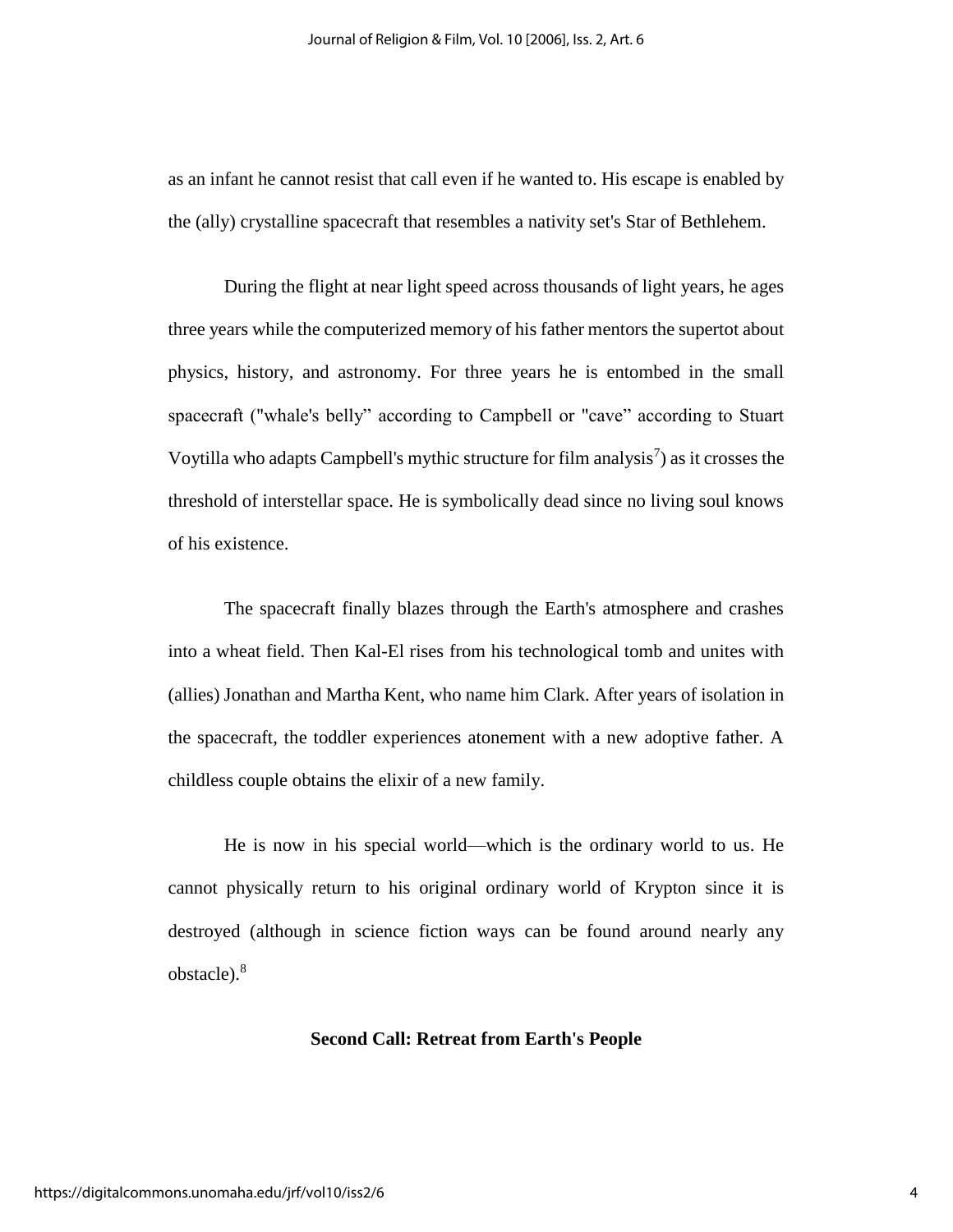as an infant he cannot resist that call even if he wanted to. His escape is enabled by the (ally) crystalline spacecraft that resembles a nativity set's Star of Bethlehem.

During the flight at near light speed across thousands of light years, he ages three years while the computerized memory of his father mentors the supertot about physics, history, and astronomy. For three years he is entombed in the small spacecraft ("whale's belly" according to Campbell or "cave" according to Stuart Voytilla who adapts Campbell's mythic structure for film analysis[7]) as it crosses the threshold of interstellar space. He is symbolically dead since no living soul knows of his existence.

The spacecraft finally blazes through the Earth's atmosphere and crashes into a wheat field. Then Kal-El rises from his technological tomb and unites with (allies) Jonathan and Martha Kent, who name him Clark. After years of isolation in the spacecraft, the toddler experiences atonement with a new adoptive father. A childless couple obtains the elixir of a new family.

He is now in his special world—which is the ordinary world to us. He cannot physically return to his original ordinary world of Krypton since it is destroyed (although in science fiction ways can be found around nearly any obstacle).[8]

## Second Call: Retreat from Earth's People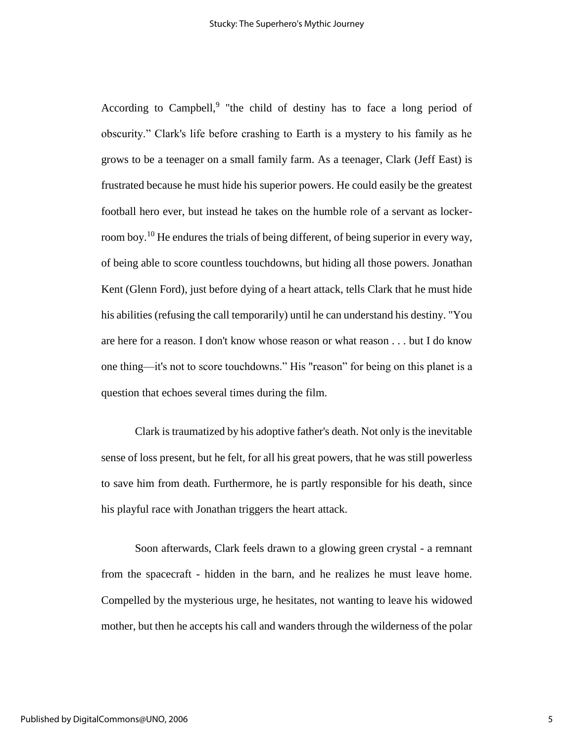According to Campbell,[9] "the child of destiny has to face a long period of obscurity." Clark's life before crashing to Earth is a mystery to his family as he grows to be a teenager on a small family farm. As a teenager, Clark (Jeff East) is frustrated because he must hide his superior powers. He could easily be the greatest football hero ever, but instead he takes on the humble role of a servant as locker-room boy.[10] He endures the trials of being different, of being superior in every way, of being able to score countless touchdowns, but hiding all those powers. Jonathan Kent (Glenn Ford), just before dying of a heart attack, tells Clark that he must hide his abilities (refusing the call temporarily) until he can understand his destiny. "You are here for a reason. I don't know whose reason or what reason . . . but I do know one thing—it's not to score touchdowns." His "reason" for being on this planet is a question that echoes several times during the film.

Clark is traumatized by his adoptive father's death. Not only is the inevitable sense of loss present, but he felt, for all his great powers, that he was still powerless to save him from death. Furthermore, he is partly responsible for his death, since his playful race with Jonathan triggers the heart attack.

Soon afterwards, Clark feels drawn to a glowing green crystal - a remnant from the spacecraft - hidden in the barn, and he realizes he must leave home. Compelled by the mysterious urge, he hesitates, not wanting to leave his widowed mother, but then he accepts his call and wanders through the wilderness of the polar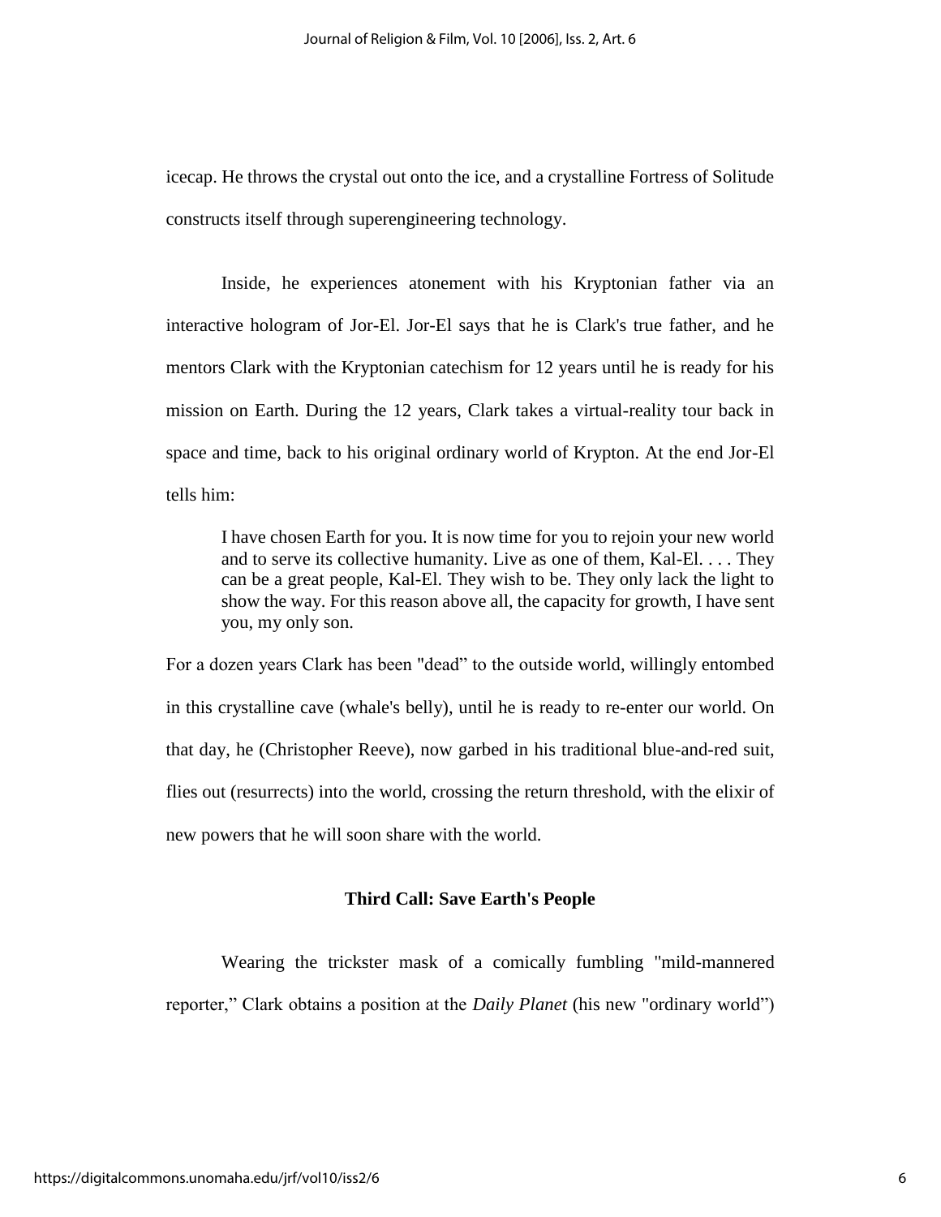icecap. He throws the crystal out onto the ice, and a crystalline Fortress of Solitude constructs itself through superengineering technology.

Inside, he experiences atonement with his Kryptonian father via an interactive hologram of Jor-El. Jor-El says that he is Clark's true father, and he mentors Clark with the Kryptonian catechism for 12 years until he is ready for his mission on Earth. During the 12 years, Clark takes a virtual-reality tour back in space and time, back to his original ordinary world of Krypton. At the end Jor-El tells him:

> I have chosen Earth for you. It is now time for you to rejoin your new world and to serve its collective humanity. Live as one of them, Kal-El. . . . They can be a great people, Kal-El. They wish to be. They only lack the light to show the way. For this reason above all, the capacity for growth, I have sent you, my only son.

For a dozen years Clark has been "dead" to the outside world, willingly entombed in this crystalline cave (whale's belly), until he is ready to re-enter our world. On that day, he (Christopher Reeve), now garbed in his traditional blue-and-red suit, flies out (resurrects) into the world, crossing the return threshold, with the elixir of new powers that he will soon share with the world.

### Third Call: Save Earth's People

Wearing the trickster mask of a comically fumbling "mild-mannered reporter," Clark obtains a position at the *Daily Planet* (his new "ordinary world")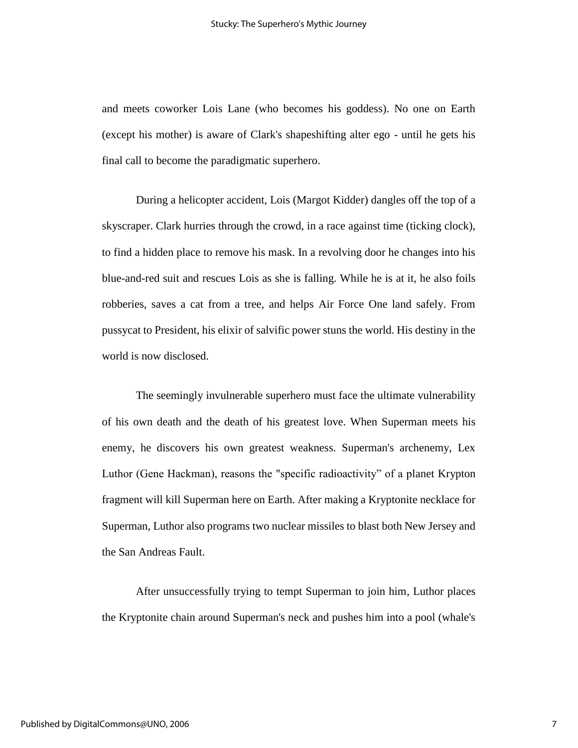and meets coworker Lois Lane (who becomes his goddess). No one on Earth (except his mother) is aware of Clark's shapeshifting alter ego - until he gets his final call to become the paradigmatic superhero.

During a helicopter accident, Lois (Margot Kidder) dangles off the top of a skyscraper. Clark hurries through the crowd, in a race against time (ticking clock), to find a hidden place to remove his mask. In a revolving door he changes into his blue-and-red suit and rescues Lois as she is falling. While he is at it, he also foils robberies, saves a cat from a tree, and helps Air Force One land safely. From pussycat to President, his elixir of salvific power stuns the world. His destiny in the world is now disclosed.

The seemingly invulnerable superhero must face the ultimate vulnerability of his own death and the death of his greatest love. When Superman meets his enemy, he discovers his own greatest weakness. Superman's archenemy, Lex Luthor (Gene Hackman), reasons the "specific radioactivity" of a planet Krypton fragment will kill Superman here on Earth. After making a Kryptonite necklace for Superman, Luthor also programs two nuclear missiles to blast both New Jersey and the San Andreas Fault.

After unsuccessfully trying to tempt Superman to join him, Luthor places the Kryptonite chain around Superman's neck and pushes him into a pool (whale's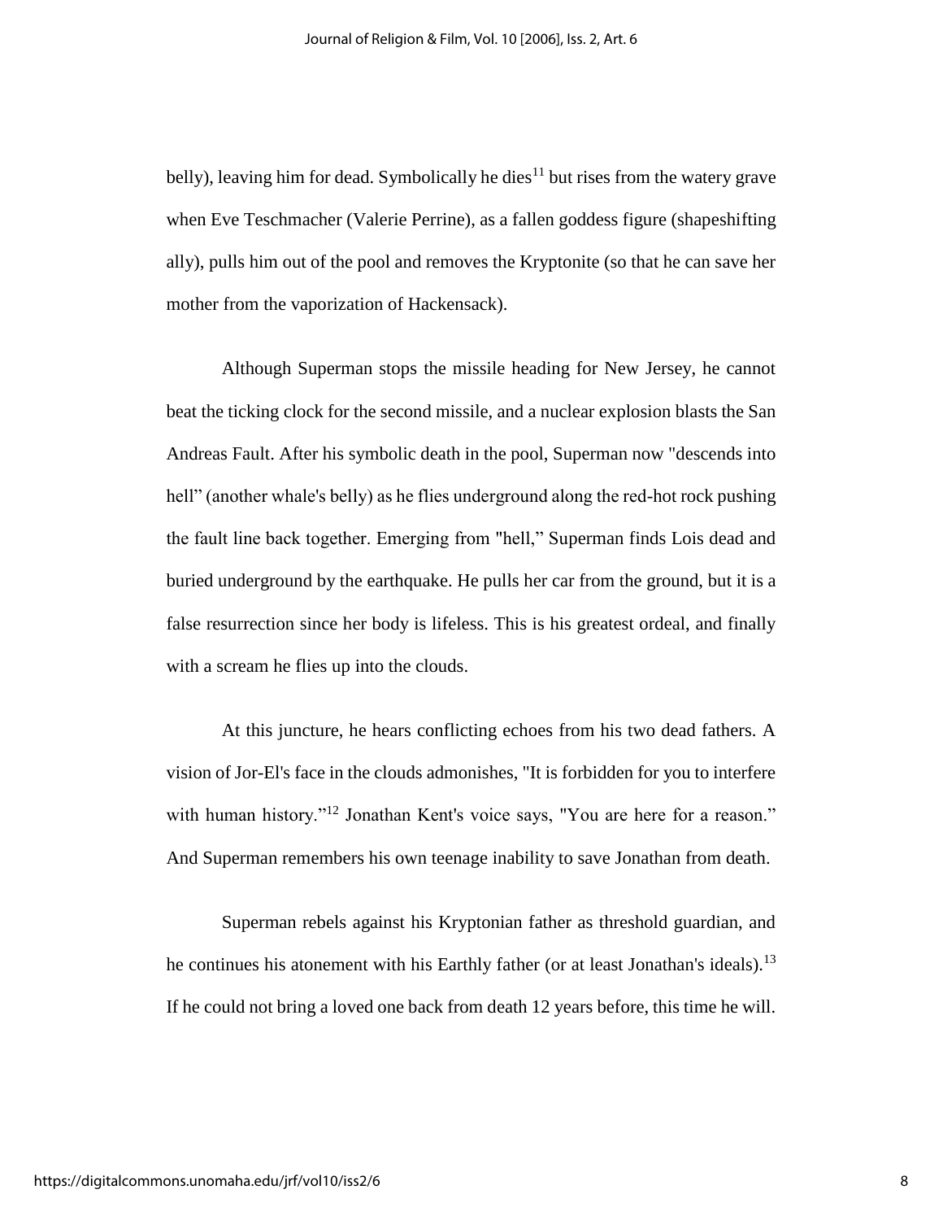belly), leaving him for dead. Symbolically he dies[11] but rises from the watery grave when Eve Teschmacher (Valerie Perrine), as a fallen goddess figure (shapeshifting ally), pulls him out of the pool and removes the Kryptonite (so that he can save her mother from the vaporization of Hackensack).

Although Superman stops the missile heading for New Jersey, he cannot beat the ticking clock for the second missile, and a nuclear explosion blasts the San Andreas Fault. After his symbolic death in the pool, Superman now "descends into hell" (another whale's belly) as he flies underground along the red-hot rock pushing the fault line back together. Emerging from "hell," Superman finds Lois dead and buried underground by the earthquake. He pulls her car from the ground, but it is a false resurrection since her body is lifeless. This is his greatest ordeal, and finally with a scream he flies up into the clouds.

At this juncture, he hears conflicting echoes from his two dead fathers. A vision of Jor-El's face in the clouds admonishes, "It is forbidden for you to interfere with human history."[12] Jonathan Kent's voice says, "You are here for a reason." And Superman remembers his own teenage inability to save Jonathan from death.

Superman rebels against his Kryptonian father as threshold guardian, and he continues his atonement with his Earthly father (or at least Jonathan's ideals).[13] If he could not bring a loved one back from death 12 years before, this time he will.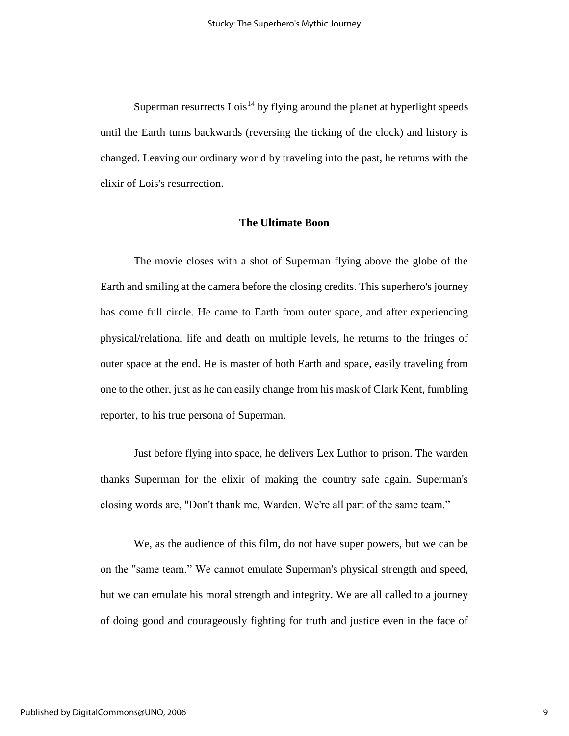Superman resurrects Lois[14] by flying around the planet at hyperlight speeds until the Earth turns backwards (reversing the ticking of the clock) and history is changed. Leaving our ordinary world by traveling into the past, he returns with the elixir of Lois's resurrection.

## The Ultimate Boon

The movie closes with a shot of Superman flying above the globe of the Earth and smiling at the camera before the closing credits. This superhero's journey has come full circle. He came to Earth from outer space, and after experiencing physical/relational life and death on multiple levels, he returns to the fringes of outer space at the end. He is master of both Earth and space, easily traveling from one to the other, just as he can easily change from his mask of Clark Kent, fumbling reporter, to his true persona of Superman.

Just before flying into space, he delivers Lex Luthor to prison. The warden thanks Superman for the elixir of making the country safe again. Superman's closing words are, "Don't thank me, Warden. We're all part of the same team."

We, as the audience of this film, do not have super powers, but we can be on the "same team." We cannot emulate Superman's physical strength and speed, but we can emulate his moral strength and integrity. We are all called to a journey of doing good and courageously fighting for truth and justice even in the face of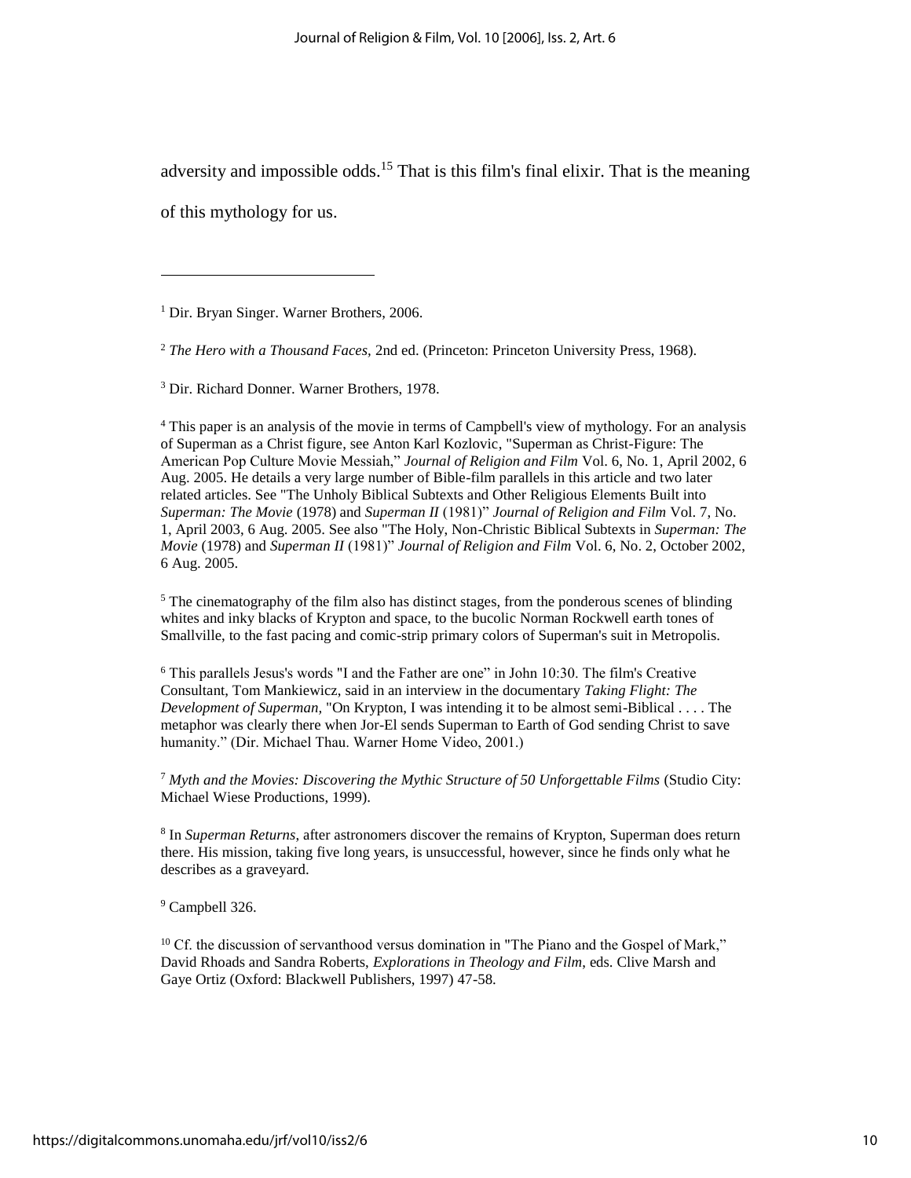adversity and impossible odds.[15] That is this film's final elixir. That is the meaning of this mythology for us.

---

[1] Dir. Bryan Singer. Warner Brothers, 2006.

[2] *The Hero with a Thousand Faces*, 2nd ed. (Princeton: Princeton University Press, 1968).

[3] Dir. Richard Donner. Warner Brothers, 1978.

[4] This paper is an analysis of the movie in terms of Campbell's view of mythology. For an analysis of Superman as a Christ figure, see Anton Karl Kozlovic, "Superman as Christ-Figure: The American Pop Culture Movie Messiah," *Journal of Religion and Film* Vol. 6, No. 1, April 2002, 6 Aug. 2005. He details a very large number of Bible-film parallels in this article and two later related articles. See "The Unholy Biblical Subtexts and Other Religious Elements Built into *Superman: The Movie* (1978) and *Superman II* (1981)" *Journal of Religion and Film* Vol. 7, No. 1, April 2003, 6 Aug. 2005. See also "The Holy, Non-Christic Biblical Subtexts in *Superman: The Movie* (1978) and *Superman II* (1981)" *Journal of Religion and Film* Vol. 6, No. 2, October 2002, 6 Aug. 2005.

[5] The cinematography of the film also has distinct stages, from the ponderous scenes of blinding whites and inky blacks of Krypton and space, to the bucolic Norman Rockwell earth tones of Smallville, to the fast pacing and comic-strip primary colors of Superman's suit in Metropolis.

[6] This parallels Jesus's words "I and the Father are one" in John 10:30. The film's Creative Consultant, Tom Mankiewicz, said in an interview in the documentary *Taking Flight: The Development of Superman*, "On Krypton, I was intending it to be almost semi-Biblical . . . . The metaphor was clearly there when Jor-El sends Superman to Earth of God sending Christ to save humanity." (Dir. Michael Thau. Warner Home Video, 2001.)

[7] *Myth and the Movies: Discovering the Mythic Structure of 50 Unforgettable Films* (Studio City: Michael Wiese Productions, 1999).

[8] In *Superman Returns*, after astronomers discover the remains of Krypton, Superman does return there. His mission, taking five long years, is unsuccessful, however, since he finds only what he describes as a graveyard.

[9] Campbell 326.

[10] Cf. the discussion of servanthood versus domination in "The Piano and the Gospel of Mark," David Rhoads and Sandra Roberts, *Explorations in Theology and Film*, eds. Clive Marsh and Gaye Ortiz (Oxford: Blackwell Publishers, 1997) 47-58.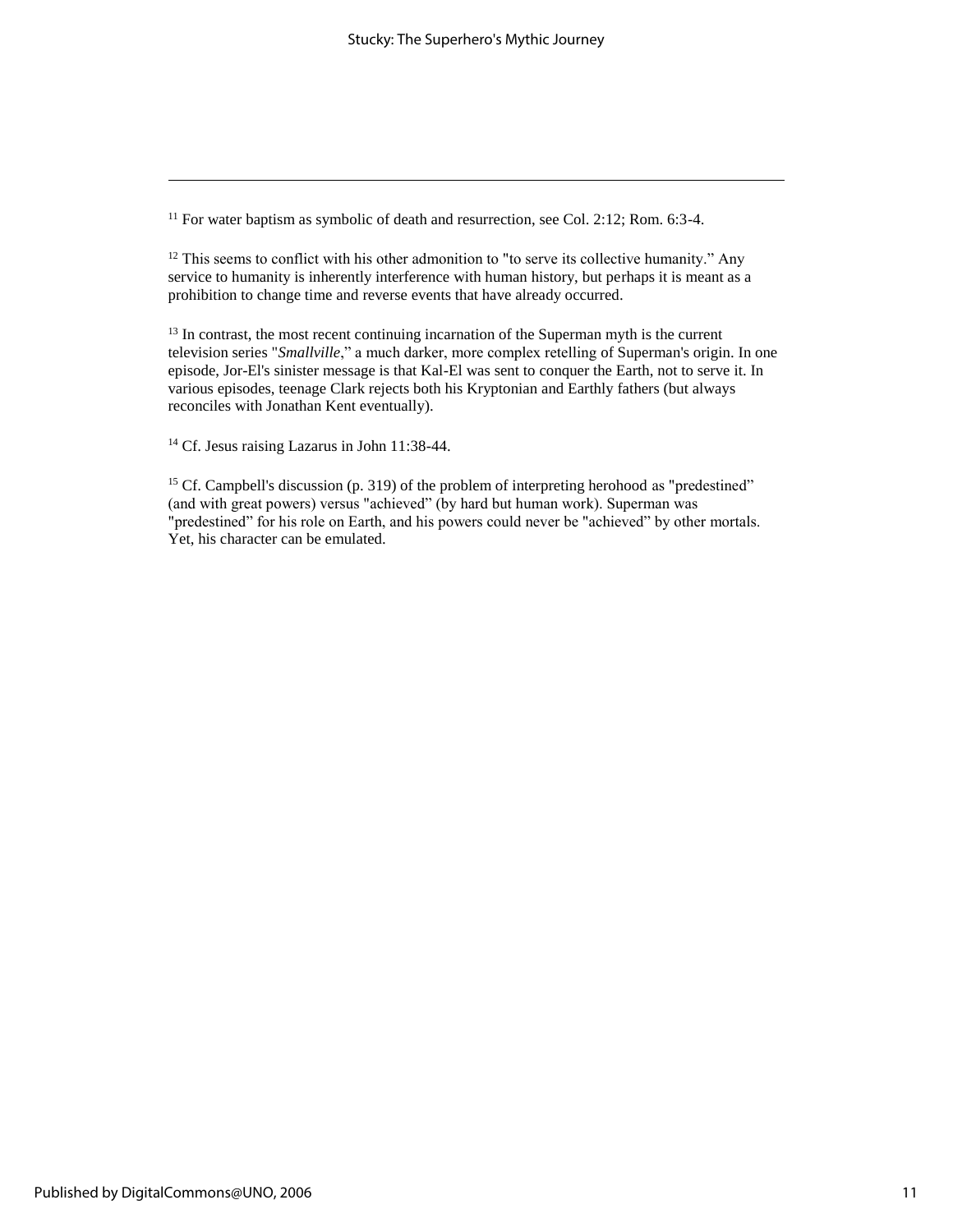[11] For water baptism as symbolic of death and resurrection, see Col. 2:12; Rom. 6:3-4.

[12] This seems to conflict with his other admonition to "to serve its collective humanity." Any service to humanity is inherently interference with human history, but perhaps it is meant as a prohibition to change time and reverse events that have already occurred.

[13] In contrast, the most recent continuing incarnation of the Superman myth is the current television series "*Smallville*," a much darker, more complex retelling of Superman's origin. In one episode, Jor-El's sinister message is that Kal-El was sent to conquer the Earth, not to serve it. In various episodes, teenage Clark rejects both his Kryptonian and Earthly fathers (but always reconciles with Jonathan Kent eventually).

[14] Cf. Jesus raising Lazarus in John 11:38-44.

[15] Cf. Campbell's discussion (p. 319) of the problem of interpreting herohood as "predestined" (and with great powers) versus "achieved" (by hard but human work). Superman was "predestined" for his role on Earth, and his powers could never be "achieved" by other mortals. Yet, his character can be emulated.